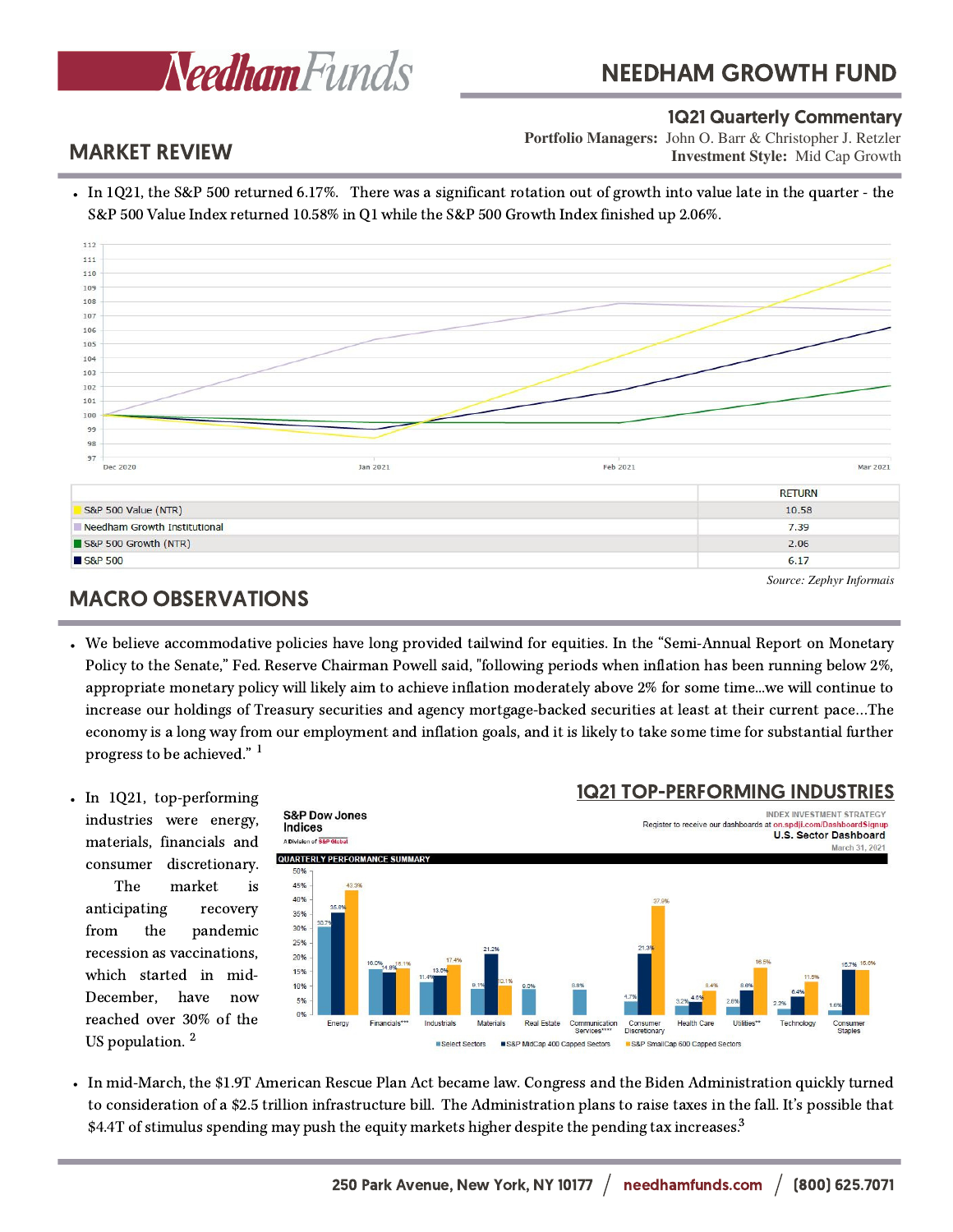# NEEDHAM GROWTH FUND

**1Q21 Quarterly Commentary**

**Portfolio Managers:** John O. Barr & Christopher J. Retzler
**Investment Style:** Mid Cap Growth

## MARKET REVIEW

- In 1Q21, the S&P 500 returned 6.17%. There was a significant rotation out of growth into value late in the quarter - the S&P 500 Value Index returned 10.58% in Q1 while the S&P 500 Growth Index finished up 2.06%.

| | RETURN |
|---|---|
| S&P 500 Value (NTR) | 10.58 |
| Needham Growth Institutional | 7.39 |
| S&P 500 Growth (NTR) | 2.06 |
| S&P 500 | 6.17 |

*Source: Zephyr Informais*

## MACRO OBSERVATIONS

- We believe accommodative policies have long provided tailwind for equities. In the "Semi-Annual Report on Monetary Policy to the Senate," Fed. Reserve Chairman Powell said, "following periods when inflation has been running below 2%, appropriate monetary policy will likely aim to achieve inflation moderately above 2% for some time...we will continue to increase our holdings of Treasury securities and agency mortgage-backed securities at least at their current pace...The economy is a long way from our employment and inflation goals, and it is likely to take some time for substantial further progress to be achieved." [1]

- In 1Q21, top-performing industries were energy, materials, financials and consumer discretionary. The market is anticipating recovery from the pandemic recession as vaccinations, which started in mid-December, have now reached over 30% of the US population. [2]

### 1Q21 TOP-PERFORMING INDUSTRIES

S&P Dow Jones Indices — U.S. Sector Dashboard, March 31, 2021 — Quarterly Performance Summary

| Sector | Select Sectors | S&P MidCap 400 Capped Sectors | S&P SmallCap 600 Capped Sectors |
|---|---|---|---|
| Energy | 30.7% | 35.8% | 43.3% |
| Financials*** | 16.0% | 14.8% | 16.1% |
| Industrials | 11.4% | 13.6% | 17.4% |
| Materials | 9.1% | 21.2% | 10.1% |
| Real Estate | 9.0% | | |
| Communication Services**** | 8.8% | | |
| Consumer Discretionary | 4.7% | 21.3% | 37.9% |
| Health Care | 3.2% | 4.0% | 8.4% |
| Utilities** | 2.8% | 8.6% | 16.5% |
| Technology | 2.2% | 6.4% | 11.5% |
| Consumer Staples | 1.6% | 15.7% | 15.6% |

- In mid-March, the $1.9T American Rescue Plan Act became law. Congress and the Biden Administration quickly turned to consideration of a $2.5 trillion infrastructure bill. The Administration plans to raise taxes in the fall. It's possible that $4.4T of stimulus spending may push the equity markets higher despite the pending tax increases.[3]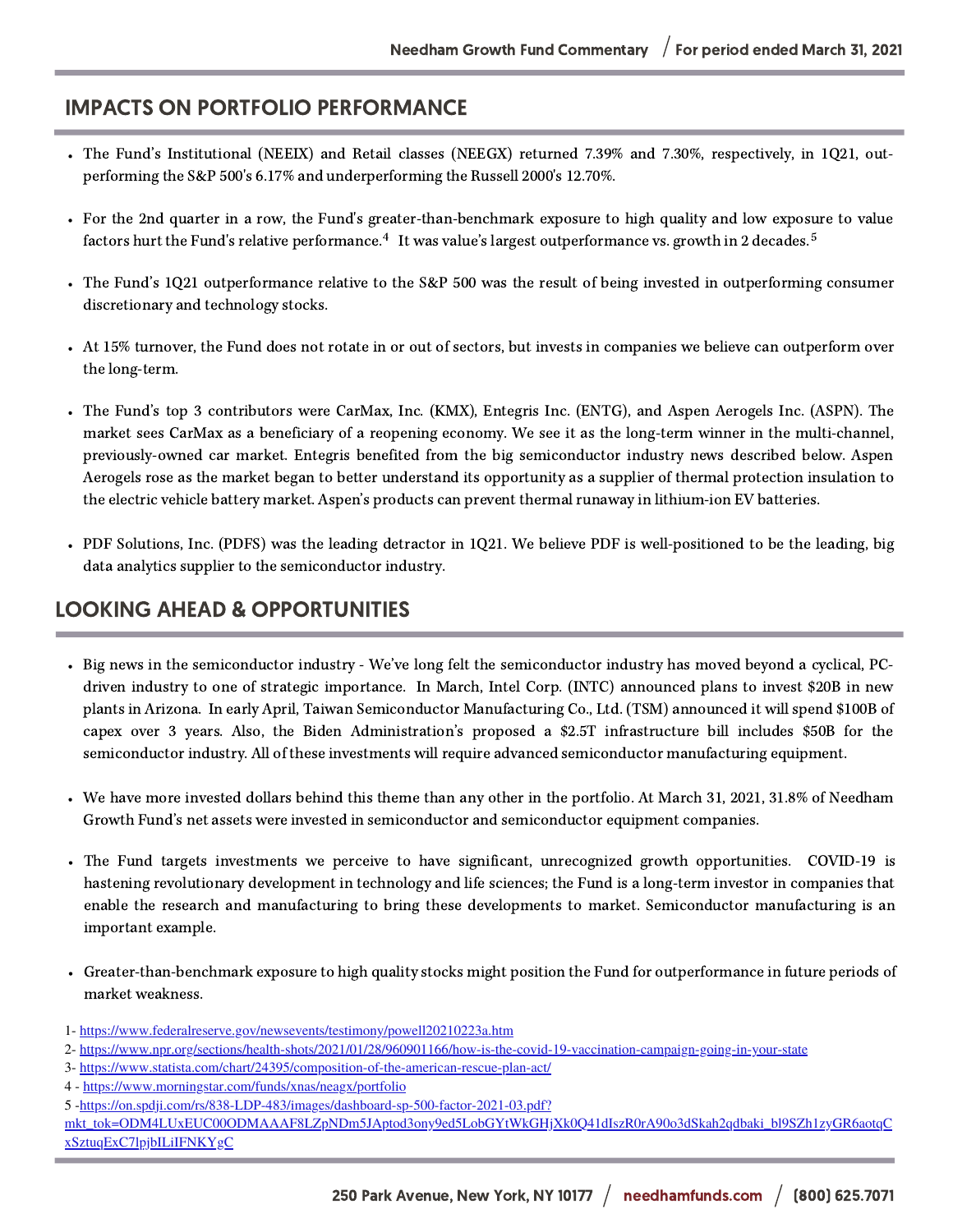## IMPACTS ON PORTFOLIO PERFORMANCE

- The Fund's Institutional (NEEIX) and Retail classes (NEEGX) returned 7.39% and 7.30%, respectively, in 1Q21, outperforming the S&P 500's 6.17% and underperforming the Russell 2000's 12.70%.
- For the 2nd quarter in a row, the Fund's greater-than-benchmark exposure to high quality and low exposure to value factors hurt the Fund's relative performance.[4] It was value's largest outperformance vs. growth in 2 decades.[5]
- The Fund's 1Q21 outperformance relative to the S&P 500 was the result of being invested in outperforming consumer discretionary and technology stocks.
- At 15% turnover, the Fund does not rotate in or out of sectors, but invests in companies we believe can outperform over the long-term.
- The Fund's top 3 contributors were CarMax, Inc. (KMX), Entegris Inc. (ENTG), and Aspen Aerogels Inc. (ASPN). The market sees CarMax as a beneficiary of a reopening economy. We see it as the long-term winner in the multi-channel, previously-owned car market. Entegris benefited from the big semiconductor industry news described below. Aspen Aerogels rose as the market began to better understand its opportunity as a supplier of thermal protection insulation to the electric vehicle battery market. Aspen's products can prevent thermal runaway in lithium-ion EV batteries.
- PDF Solutions, Inc. (PDFS) was the leading detractor in 1Q21. We believe PDF is well-positioned to be the leading, big data analytics supplier to the semiconductor industry.

## LOOKING AHEAD & OPPORTUNITIES

- Big news in the semiconductor industry - We've long felt the semiconductor industry has moved beyond a cyclical, PC-driven industry to one of strategic importance. In March, Intel Corp. (INTC) announced plans to invest $20B in new plants in Arizona. In early April, Taiwan Semiconductor Manufacturing Co., Ltd. (TSM) announced it will spend $100B of capex over 3 years. Also, the Biden Administration's proposed a $2.5T infrastructure bill includes $50B for the semiconductor industry. All of these investments will require advanced semiconductor manufacturing equipment.
- We have more invested dollars behind this theme than any other in the portfolio. At March 31, 2021, 31.8% of Needham Growth Fund's net assets were invested in semiconductor and semiconductor equipment companies.
- The Fund targets investments we perceive to have significant, unrecognized growth opportunities. COVID-19 is hastening revolutionary development in technology and life sciences; the Fund is a long-term investor in companies that enable the research and manufacturing to bring these developments to market. Semiconductor manufacturing is an important example.
- Greater-than-benchmark exposure to high quality stocks might position the Fund for outperformance in future periods of market weakness.

1- https://www.federalreserve.gov/newsevents/testimony/powell20210223a.htm
2- https://www.npr.org/sections/health-shots/2021/01/28/960901166/how-is-the-covid-19-vaccination-campaign-going-in-your-state
3- https://www.statista.com/chart/24395/composition-of-the-american-rescue-plan-act/
4 - https://www.morningstar.com/funds/xnas/neagx/portfolio
5 -https://on.spdji.com/rs/838-LDP-483/images/dashboard-sp-500-factor-2021-03.pdf?mkt_tok=ODM4LUxEUC00ODMAAAF8LZpNDm5JAptod3ony9ed5LobGYtWkGHjXk0Q41dIszR0rA90o3dSkah2qdbaki_bl9SZh1zyGR6aotqCxSztuqExC7lpjbILiIFNKYgC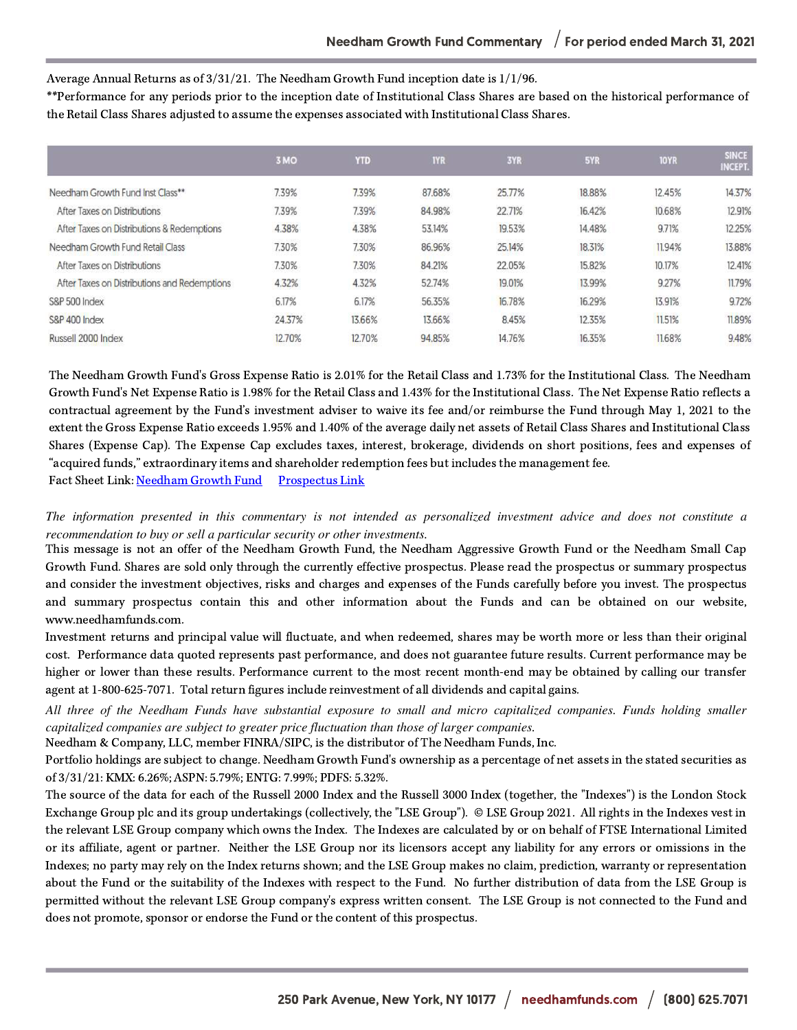Average Annual Returns as of 3/31/21. The Needham Growth Fund inception date is 1/1/96.

**Performance for any periods prior to the inception date of Institutional Class Shares are based on the historical performance of the Retail Class Shares adjusted to assume the expenses associated with Institutional Class Shares.

| | 3 MO | YTD | 1YR | 3YR | 5YR | 10YR | SINCE INCEPT. |
|---|---|---|---|---|---|---|---|
| Needham Growth Fund Inst Class** | 7.39% | 7.39% | 87.68% | 25.77% | 18.88% | 12.45% | 14.37% |
| After Taxes on Distributions | 7.39% | 7.39% | 84.98% | 22.71% | 16.42% | 10.68% | 12.91% |
| After Taxes on Distributions & Redemptions | 4.38% | 4.38% | 53.14% | 19.53% | 14.48% | 9.71% | 12.25% |
| Needham Growth Fund Retail Class | 7.30% | 7.30% | 86.96% | 25.14% | 18.31% | 11.94% | 13.88% |
| After Taxes on Distributions | 7.30% | 7.30% | 84.21% | 22.05% | 15.82% | 10.17% | 12.41% |
| After Taxes on Distributions and Redemptions | 4.32% | 4.32% | 52.74% | 19.01% | 13.99% | 9.27% | 11.79% |
| S&P 500 Index | 6.17% | 6.17% | 56.35% | 16.78% | 16.29% | 13.91% | 9.72% |
| S&P 400 Index | 24.37% | 13.66% | 13.66% | 8.45% | 12.35% | 11.51% | 11.89% |
| Russell 2000 Index | 12.70% | 12.70% | 94.85% | 14.76% | 16.35% | 11.68% | 9.48% |

The Needham Growth Fund's Gross Expense Ratio is 2.01% for the Retail Class and 1.73% for the Institutional Class. The Needham Growth Fund's Net Expense Ratio is 1.98% for the Retail Class and 1.43% for the Institutional Class. The Net Expense Ratio reflects a contractual agreement by the Fund's investment adviser to waive its fee and/or reimburse the Fund through May 1, 2021 to the extent the Gross Expense Ratio exceeds 1.95% and 1.40% of the average daily net assets of Retail Class Shares and Institutional Class Shares (Expense Cap). The Expense Cap excludes taxes, interest, brokerage, dividends on short positions, fees and expenses of "acquired funds," extraordinary items and shareholder redemption fees but includes the management fee.

Fact Sheet Link: Needham Growth Fund    Prospectus Link

*The information presented in this commentary is not intended as personalized investment advice and does not constitute a recommendation to buy or sell a particular security or other investments.*

This message is not an offer of the Needham Growth Fund, the Needham Aggressive Growth Fund or the Needham Small Cap Growth Fund. Shares are sold only through the currently effective prospectus. Please read the prospectus or summary prospectus and consider the investment objectives, risks and charges and expenses of the Funds carefully before you invest. The prospectus and summary prospectus contain this and other information about the Funds and can be obtained on our website, www.needhamfunds.com.

Investment returns and principal value will fluctuate, and when redeemed, shares may be worth more or less than their original cost. Performance data quoted represents past performance, and does not guarantee future results. Current performance may be higher or lower than these results. Performance current to the most recent month-end may be obtained by calling our transfer agent at 1-800-625-7071. Total return figures include reinvestment of all dividends and capital gains.

*All three of the Needham Funds have substantial exposure to small and micro capitalized companies. Funds holding smaller capitalized companies are subject to greater price fluctuation than those of larger companies.*

Needham & Company, LLC, member FINRA/SIPC, is the distributor of The Needham Funds, Inc.

Portfolio holdings are subject to change. Needham Growth Fund's ownership as a percentage of net assets in the stated securities as of 3/31/21: KMX: 6.26%; ASPN: 5.79%; ENTG: 7.99%; PDFS: 5.32%.

The source of the data for each of the Russell 2000 Index and the Russell 3000 Index (together, the "Indexes") is the London Stock Exchange Group plc and its group undertakings (collectively, the "LSE Group"). © LSE Group 2021. All rights in the Indexes vest in the relevant LSE Group company which owns the Index. The Indexes are calculated by or on behalf of FTSE International Limited or its affiliate, agent or partner. Neither the LSE Group nor its licensors accept any liability for any errors or omissions in the Indexes; no party may rely on the Index returns shown; and the LSE Group makes no claim, prediction, warranty or representation about the Fund or the suitability of the Indexes with respect to the Fund. No further distribution of data from the LSE Group is permitted without the relevant LSE Group company's express written consent. The LSE Group is not connected to the Fund and does not promote, sponsor or endorse the Fund or the content of this prospectus.

250 Park Avenue, New York, NY 10177 / needhamfunds.com / (800) 625.7071